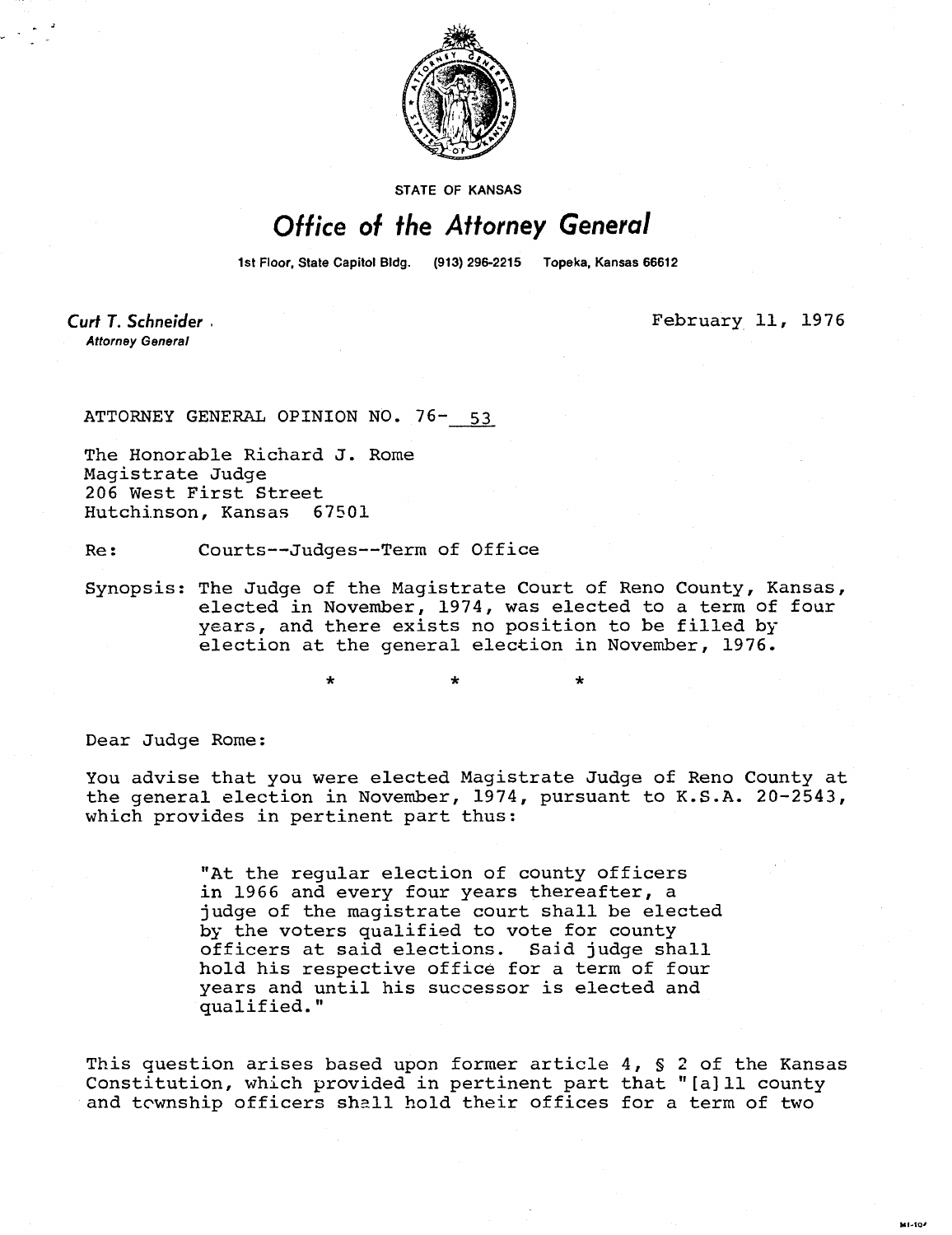STATE OF KANSAS

# Office of the Attorney General

1st Floor, State Capitol Bldg. (913) 296-2215 Topeka, Kansas 66612

**Curt T. Schneider**
*Attorney General*

February 11, 1976

ATTORNEY GENERAL OPINION NO. 76- 53

The Honorable Richard J. Rome
Magistrate Judge
206 West First Street
Hutchinson, Kansas 67501

Re: Courts--Judges--Term of Office

Synopsis: The Judge of the Magistrate Court of Reno County, Kansas, elected in November, 1974, was elected to a term of four years, and there exists no position to be filled by election at the general election in November, 1976.

\* \* \*

Dear Judge Rome:

You advise that you were elected Magistrate Judge of Reno County at the general election in November, 1974, pursuant to K.S.A. 20-2543, which provides in pertinent part thus:

> "At the regular election of county officers in 1966 and every four years thereafter, a judge of the magistrate court shall be elected by the voters qualified to vote for county officers at said elections. Said judge shall hold his respective office for a term of four years and until his successor is elected and qualified."

This question arises based upon former article 4, § 2 of the Kansas Constitution, which provided in pertinent part that "[a]ll county and township officers shall hold their offices for a term of two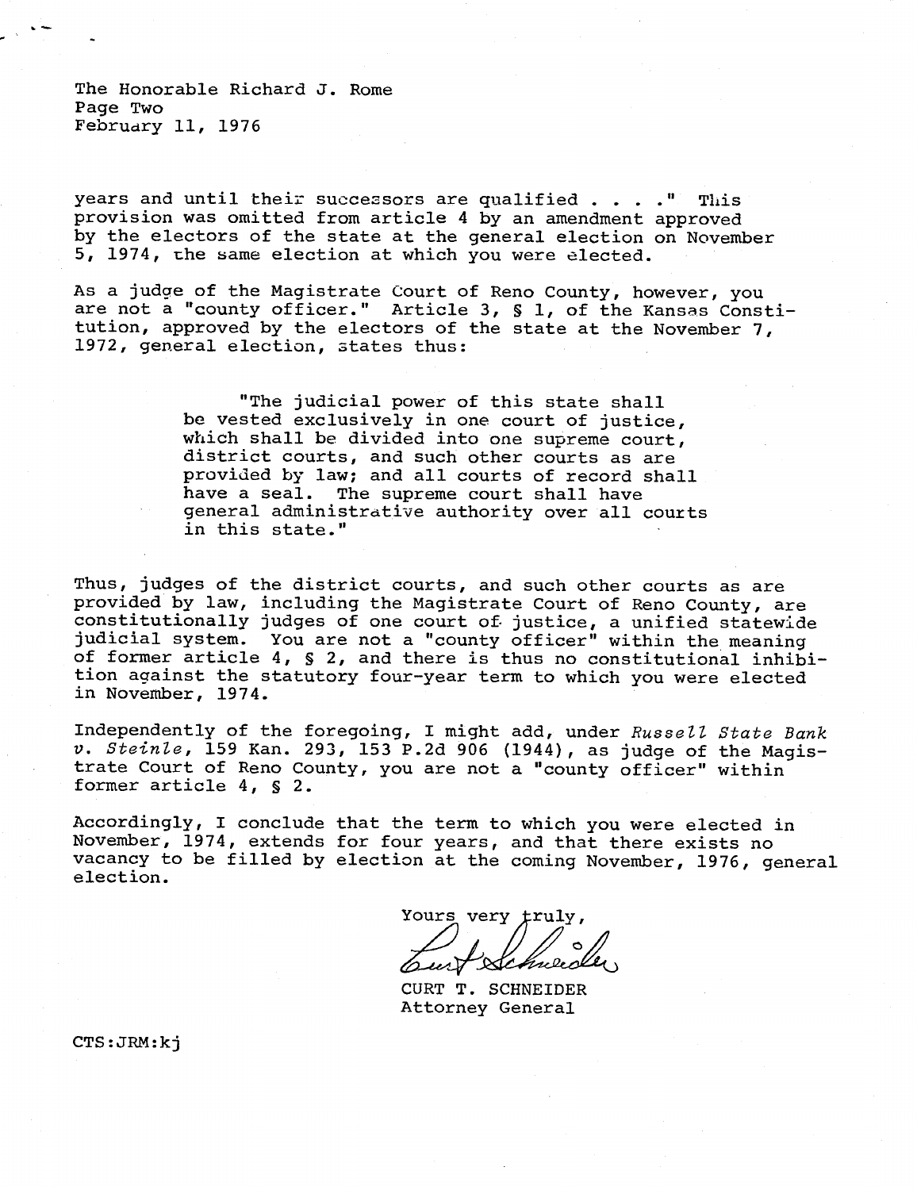The Honorable Richard J. Rome
Page Two
February 11, 1976

years and until their successors are qualified . . . ." This provision was omitted from article 4 by an amendment approved by the electors of the state at the general election on November 5, 1974, the same election at which you were elected.

As a judge of the Magistrate Court of Reno County, however, you are not a "county officer." Article 3, § 1, of the Kansas Constitution, approved by the electors of the state at the November 7, 1972, general election, states thus:

> "The judicial power of this state shall be vested exclusively in one court of justice, which shall be divided into one supreme court, district courts, and such other courts as are provided by law; and all courts of record shall have a seal. The supreme court shall have general administrative authority over all courts in this state."

Thus, judges of the district courts, and such other courts as are provided by law, including the Magistrate Court of Reno County, are constitutionally judges of one court of justice, a unified statewide judicial system. You are not a "county officer" within the meaning of former article 4, § 2, and there is thus no constitutional inhibition against the statutory four-year term to which you were elected in November, 1974.

Independently of the foregoing, I might add, under *Russell State Bank v. Steinle*, 159 Kan. 293, 153 P.2d 906 (1944), as judge of the Magistrate Court of Reno County, you are not a "county officer" within former article 4, § 2.

Accordingly, I conclude that the term to which you were elected in November, 1974, extends for four years, and that there exists no vacancy to be filled by election at the coming November, 1976, general election.

Yours very truly,

Curt Schneider

CURT T. SCHNEIDER
Attorney General

CTS:JRM:kj